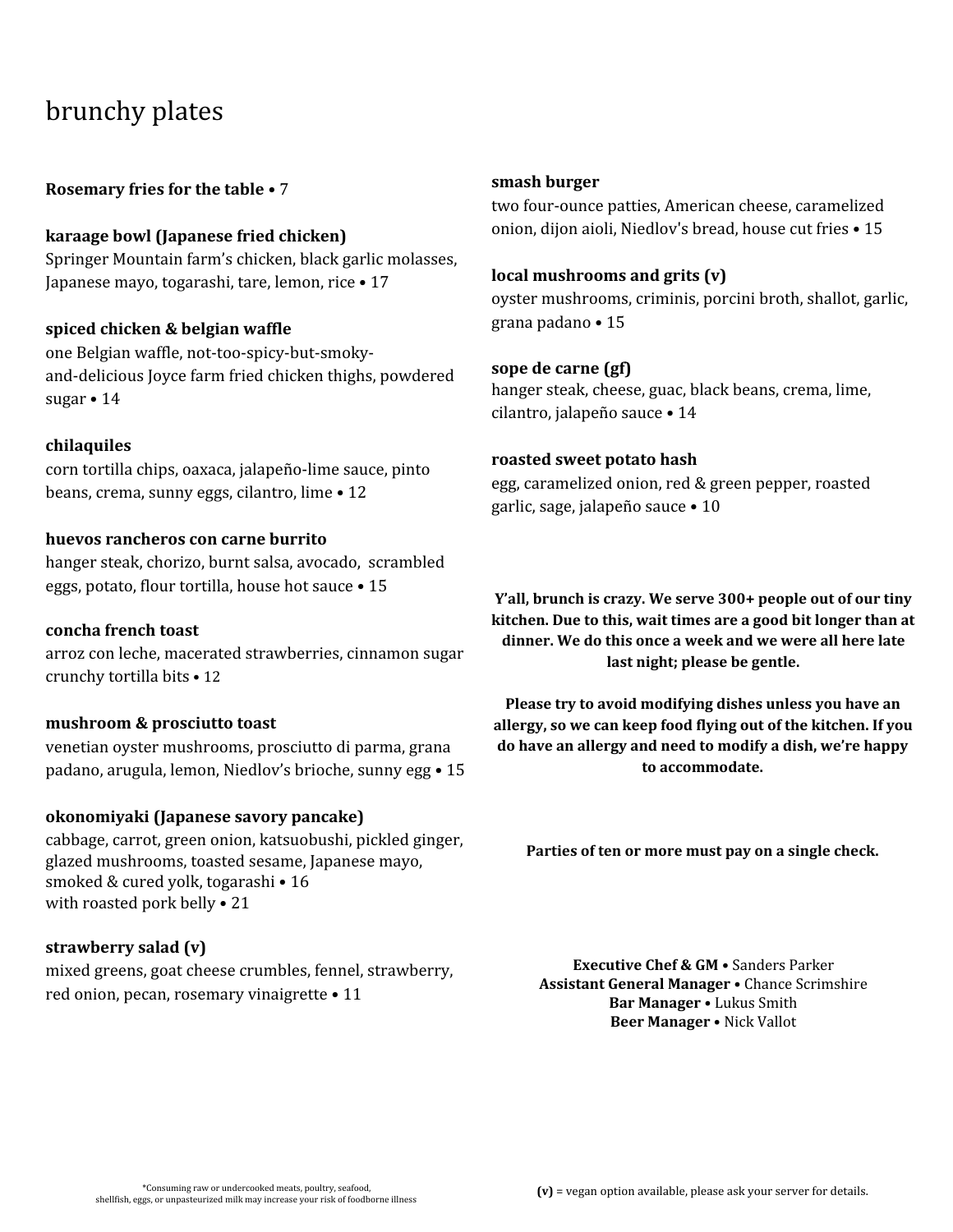# brunchy plates

**Rosemary fries for the table** • 7

**karaage bowl (Japanese fried chicken)**
Springer Mountain farm's chicken, black garlic molasses, Japanese mayo, togarashi, tare, lemon, rice • 17

**spiced chicken & belgian waffle**
one Belgian waffle, not-too-spicy-but-smoky-and-delicious Joyce farm fried chicken thighs, powdered sugar • 14

**chilaquiles**
corn tortilla chips, oaxaca, jalapeño-lime sauce, pinto beans, crema, sunny eggs, cilantro, lime • 12

**huevos rancheros con carne burrito**
hanger steak, chorizo, burnt salsa, avocado, scrambled eggs, potato, flour tortilla, house hot sauce • 15

**concha french toast**
arroz con leche, macerated strawberries, cinnamon sugar crunchy tortilla bits • 12

**mushroom & prosciutto toast**
venetian oyster mushrooms, prosciutto di parma, grana padano, arugula, lemon, Niedlov's brioche, sunny egg • 15

**okonomiyaki (Japanese savory pancake)**
cabbage, carrot, green onion, katsuobushi, pickled ginger, glazed mushrooms, toasted sesame, Japanese mayo, smoked & cured yolk, togarashi • 16
with roasted pork belly • 21

**strawberry salad (v)**
mixed greens, goat cheese crumbles, fennel, strawberry, red onion, pecan, rosemary vinaigrette • 11

**smash burger**
two four-ounce patties, American cheese, caramelized onion, dijon aioli, Niedlov's bread, house cut fries • 15

**local mushrooms and grits (v)**
oyster mushrooms, criminis, porcini broth, shallot, garlic, grana padano • 15

**sope de carne (gf)**
hanger steak, cheese, guac, black beans, crema, lime, cilantro, jalapeño sauce • 14

**roasted sweet potato hash**
egg, caramelized onion, red & green pepper, roasted garlic, sage, jalapeño sauce • 10

**Y'all, brunch is crazy. We serve 300+ people out of our tiny kitchen. Due to this, wait times are a good bit longer than at dinner. We do this once a week and we were all here late last night; please be gentle.**

**Please try to avoid modifying dishes unless you have an allergy, so we can keep food flying out of the kitchen. If you do have an allergy and need to modify a dish, we're happy to accommodate.**

**Parties of ten or more must pay on a single check.**

**Executive Chef & GM** • Sanders Parker
**Assistant General Manager** • Chance Scrimshire
**Bar Manager** • Lukus Smith
**Beer Manager** • Nick Vallot

*Consuming raw or undercooked meats, poultry, seafood, shellfish, eggs, or unpasteurized milk may increase your risk of foodborne illness

**(v)** = vegan option available, please ask your server for details.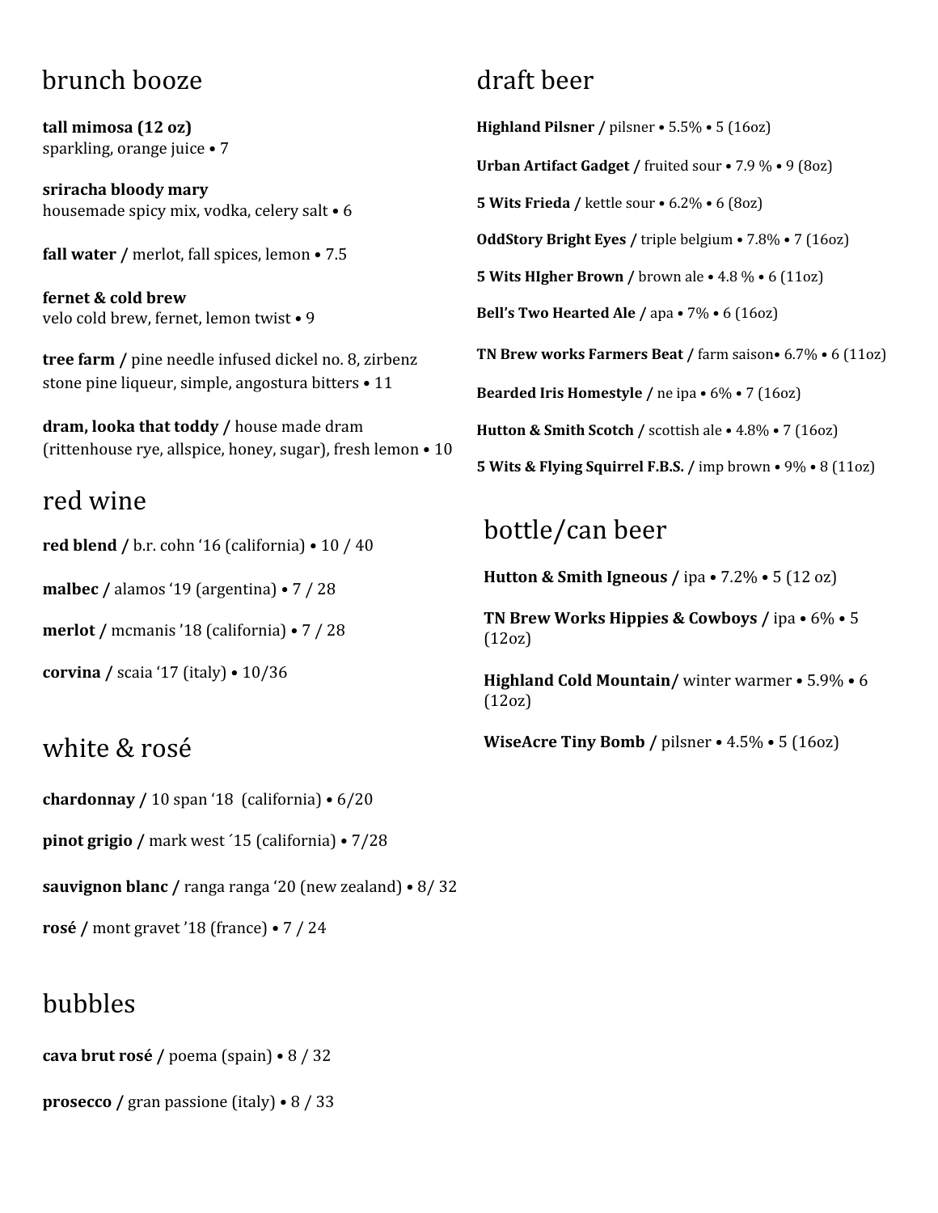## brunch booze

**tall mimosa (12 oz)**
sparkling, orange juice • 7

**sriracha bloody mary**
housemade spicy mix, vodka, celery salt • 6

**fall water /** merlot, fall spices, lemon • 7.5

**fernet & cold brew**
velo cold brew, fernet, lemon twist • 9

**tree farm /** pine needle infused dickel no. 8, zirbenz stone pine liqueur, simple, angostura bitters • 11

**dram, looka that toddy /** house made dram (rittenhouse rye, allspice, honey, sugar), fresh lemon • 10

## red wine

**red blend /** b.r. cohn '16 (california) • 10 / 40

**malbec /** alamos '19 (argentina) • 7 / 28

**merlot /** mcmanis '18 (california) • 7 / 28

**corvina /** scaia '17 (italy) • 10/36

## white & rosé

**chardonnay /** 10 span '18 (california) • 6/20

**pinot grigio /** mark west ´15 (california) • 7/28

**sauvignon blanc /** ranga ranga '20 (new zealand) • 8/ 32

**rosé /** mont gravet '18 (france) • 7 / 24

## bubbles

**cava brut rosé /** poema (spain) • 8 / 32

**prosecco /** gran passione (italy) • 8 / 33

## draft beer

**Highland Pilsner /** pilsner • 5.5% • 5 (16oz)

**Urban Artifact Gadget /** fruited sour • 7.9 % • 9 (8oz)

**5 Wits Frieda /** kettle sour • 6.2% • 6 (8oz)

**OddStory Bright Eyes /** triple belgium • 7.8% • 7 (16oz)

**5 Wits HIgher Brown /** brown ale • 4.8 % • 6 (11oz)

**Bell's Two Hearted Ale /** apa • 7% • 6 (16oz)

**TN Brew works Farmers Beat /** farm saison• 6.7% • 6 (11oz)

**Bearded Iris Homestyle /** ne ipa • 6% • 7 (16oz)

**Hutton & Smith Scotch /** scottish ale • 4.8% • 7 (16oz)

**5 Wits & Flying Squirrel F.B.S. /** imp brown • 9% • 8 (11oz)

## bottle/can beer

**Hutton & Smith Igneous /** ipa • 7.2% • 5 (12 oz)

**TN Brew Works Hippies & Cowboys /** ipa • 6% • 5 (12oz)

**Highland Cold Mountain/** winter warmer • 5.9% • 6 (12oz)

**WiseAcre Tiny Bomb /** pilsner • 4.5% • 5 (16oz)